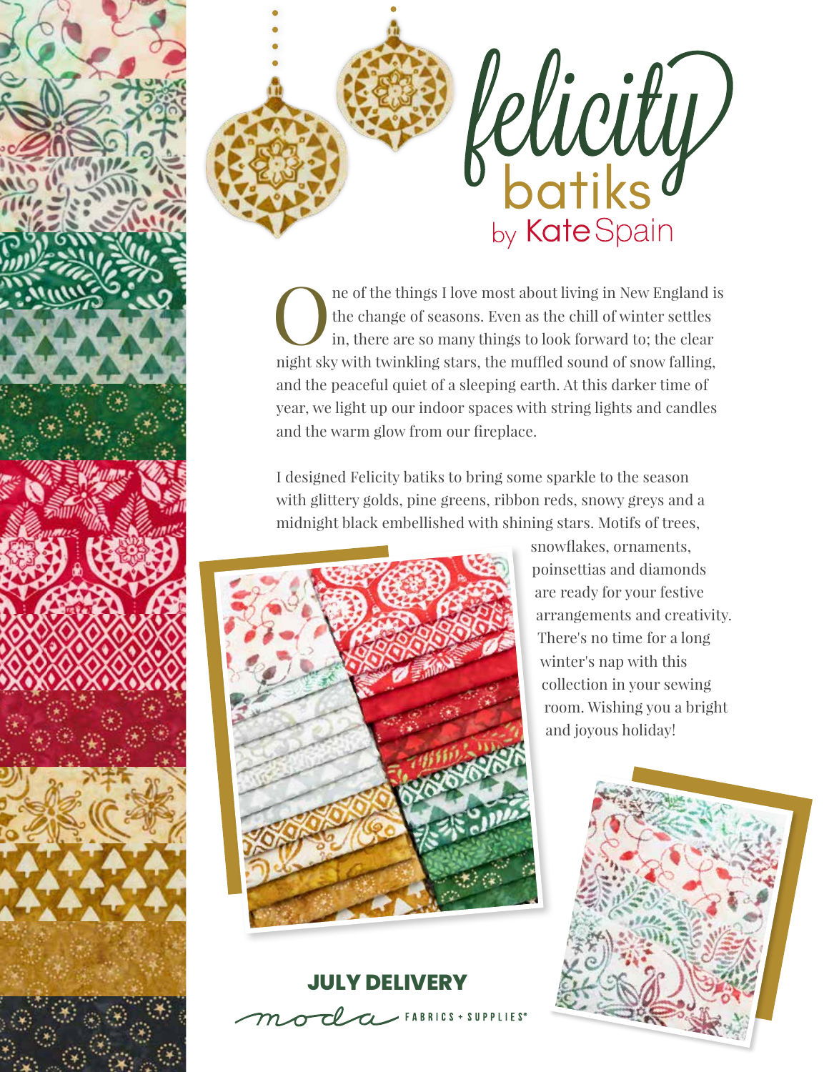# felicity batiks

by Kate Spain

One of the things I love most about living in New England is the change of seasons. Even as the chill of winter settles in, there are so many things to look forward to; the clear night sky with twinkling stars, the muffled sound of snow falling, and the peaceful quiet of a sleeping earth. At this darker time of year, we light up our indoor spaces with string lights and candles and the warm glow from our fireplace.

I designed Felicity batiks to bring some sparkle to the season with glittery golds, pine greens, ribbon reds, snowy greys and a midnight black embellished with shining stars. Motifs of trees, snowflakes, ornaments, poinsettias and diamonds are ready for your festive arrangements and creativity. There's no time for a long winter's nap with this collection in your sewing room. Wishing you a bright and joyous holiday!

**JULY DELIVERY**

moda FABRICS + SUPPLIES®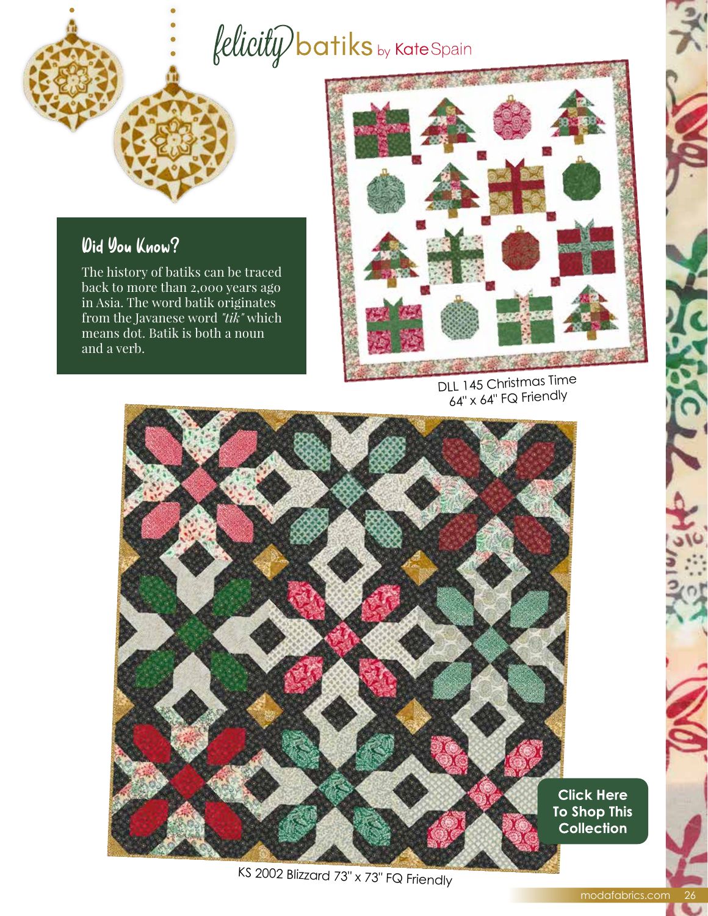# felicity batiks by Kate Spain

### Did You Know?

The history of batiks can be traced back to more than 2,000 years ago in Asia. The word batik originates from the Javanese word *"tik"* which means dot. Batik is both a noun and a verb.

DLL 145 Christmas Time
64" x 64" FQ Friendly

KS 2002 Blizzard 73" x 73" FQ Friendly

**Click Here To Shop This Collection**

modafabrics.com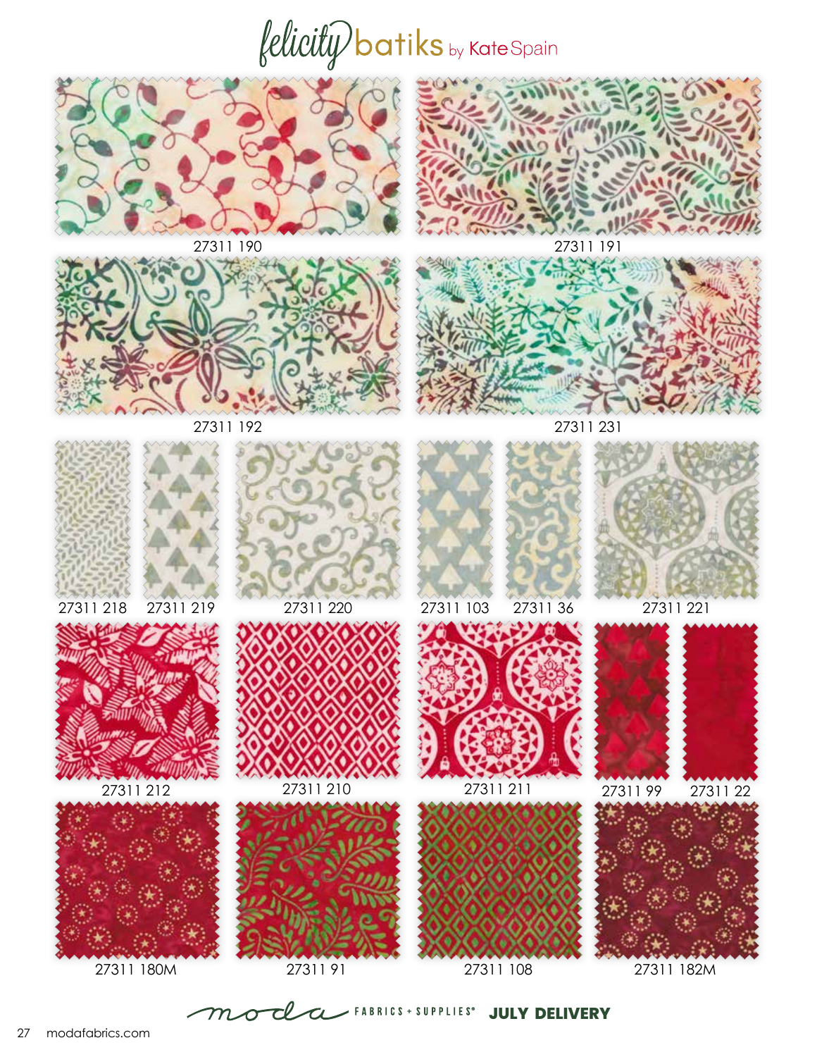# felicity batiks by Kate Spain

27311 190

27311 191

27311 192

27311 231

27311 218

27311 219

27311 220

27311 103

27311 36

27311 221

27311 212

27311 210

27311 211

27311 99

27311 22

27311 180M

27311 91

27311 108

27311 182M

moda FABRICS + SUPPLIES® **JULY DELIVERY**

modafabrics.com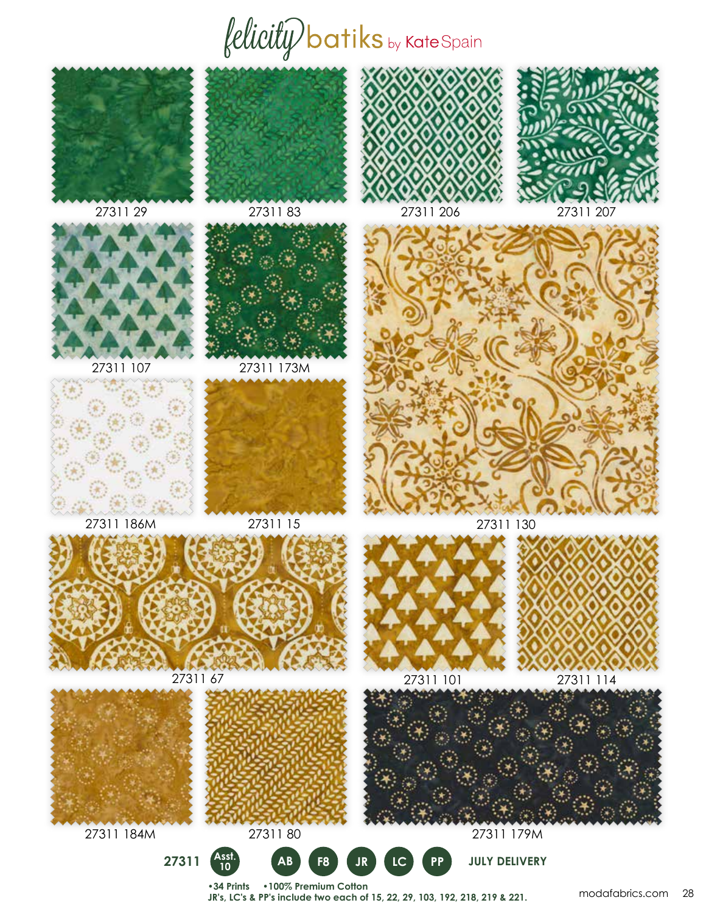# felicity batiks by Kate Spain

27311 29

27311 83

27311 206

27311 207

27311 107

27311 173M

27311 130

27311 186M

27311 15

27311 67

27311 101

27311 114

27311 184M

27311 80

27311 179M

**27311** Asst. 10 AB F8 JR LC PP **JULY DELIVERY**

**•34 Prints •100% Premium Cotton**
**JR's, LC's & PP's include two each of 15, 22, 29, 103, 192, 218, 219 & 221.**

modafabrics.com